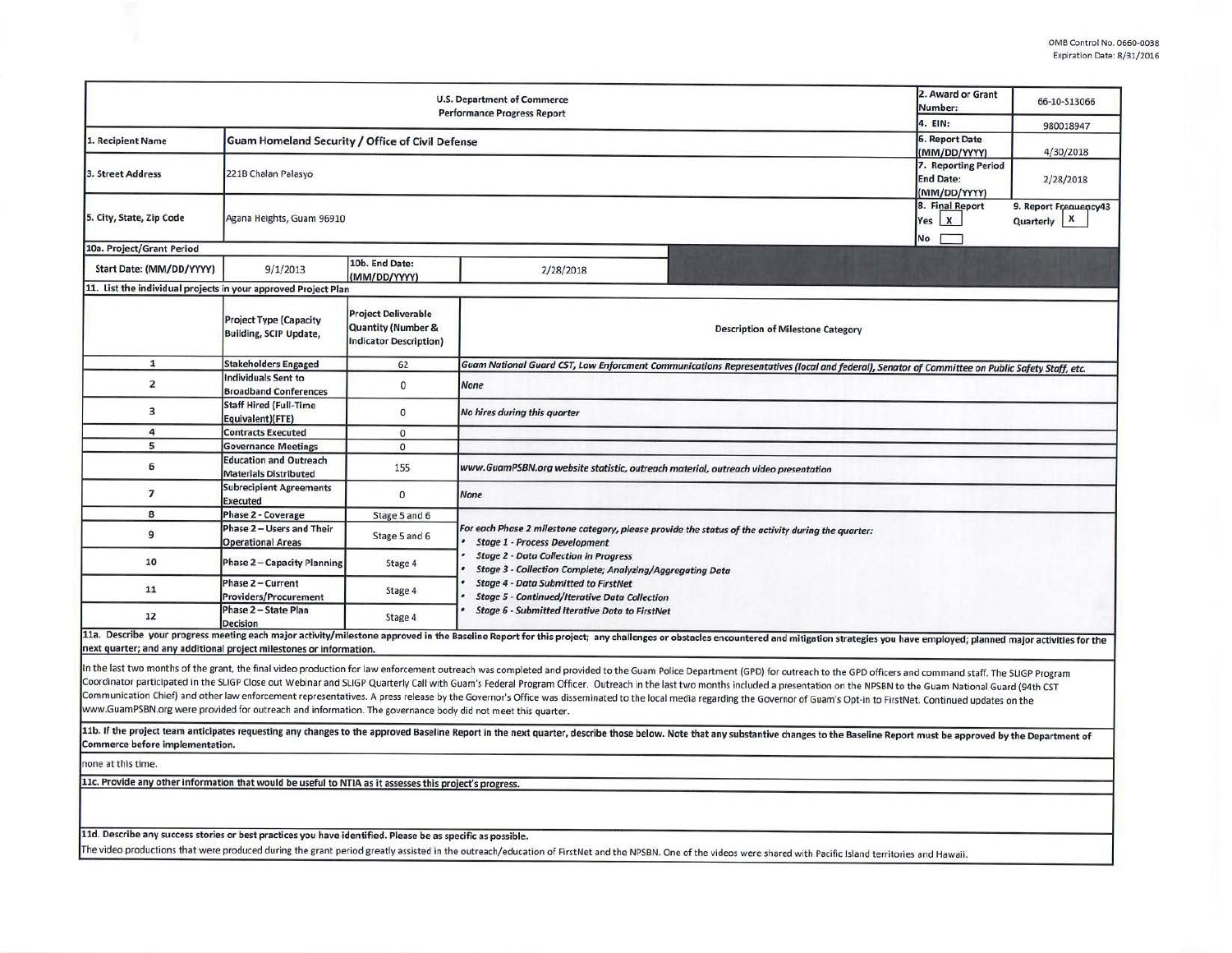OMB Control No. 0660-0038
Expiration Date: 8/31/2016

| U.S. Department of Commerce Performance Progress Report | | | | 2. Award or Grant Number: | 66-10-S13066 |
|---|---|---|---|---|---|
| | | | | 4. EIN: | 980018947 |
| 1. Recipient Name | Guam Homeland Security / Office of Civil Defense | | | 6. Report Date (MM/DD/YYYY) | 4/30/2018 |
| 3. Street Address | 221B Chalan Palasyo | | | 7. Reporting Period End Date: (MM/DD/YYYY) | 2/28/2018 |
| 5. City, State, Zip Code | Agana Heights, Guam 96910 | | | 8. Final Report Yes X No | 9. Report Frequency43 Quarterly X |
| 10a. Project/Grant Period | | | | | |
| Start Date: (MM/DD/YYYY) | 9/1/2013 | 10b. End Date: (MM/DD/YYYY) | 2/28/2018 | | |

**11. List the individual projects in your approved Project Plan**

| | Project Type (Capacity Building, SCIP Update, | Project Deliverable Quantity (Number & Indicator Description) | Description of Milestone Category |
|---|---|---|---|
| 1 | Stakeholders Engaged | 62 | *Guam National Guard CST, Law Enforcement Communications Representatives (local and federal), Senator of Committee on Public Safety Staff, etc.* |
| 2 | Individuals Sent to Broadband Conferences | 0 | *None* |
| 3 | Staff Hired (Full-Time Equivalent)(FTE) | 0 | *No hires during this quarter* |
| 4 | Contracts Executed | 0 | |
| 5 | Governance Meetings | 0 | |
| 6 | Education and Outreach Materials Distributed | 155 | *www.GuamPSBN.org website statistic, outreach material, outreach video presentation* |
| 7 | Subrecipient Agreements Executed | 0 | *None* |
| 8 | Phase 2 - Coverage | Stage 5 and 6 | *For each Phase 2 milestone category, please provide the status of the activity during the quarter:* • *Stage 1 - Process Development* • *Stage 2 - Data Collection in Progress* • *Stage 3 - Collection Complete; Analyzing/Aggregating Data* • *Stage 4 - Data Submitted to FirstNet* • *Stage 5 - Continued/Iterative Data Collection* • *Stage 6 - Submitted Iterative Data to FirstNet* |
| 9 | Phase 2 – Users and Their Operational Areas | Stage 5 and 6 | |
| 10 | Phase 2 – Capacity Planning | Stage 4 | |
| 11 | Phase 2 – Current Providers/Procurement | Stage 4 | |
| 12 | Phase 2 – State Plan Decision | Stage 4 | |

**11a. Describe your progress meeting each major activity/milestone approved in the Baseline Report for this project; any challenges or obstacles encountered and mitigation strategies you have employed; planned major activities for the next quarter; and any additional project milestones or information.**

In the last two months of the grant, the final video production for law enforcement outreach was completed and provided to the Guam Police Department (GPD) for outreach to the GPD officers and command staff. The SLIGP Program Coordinator participated in the SLIGP Close out Webinar and SLIGP Quarterly Call with Guam's Federal Program Officer. Outreach in the last two months included a presentation on the NPSBN to the Guam National Guard (94th CST Communication Chief) and other law enforcement representatives. A press release by the Governor's Office was disseminated to the local media regarding the Governor of Guam's Opt-in to FirstNet. Continued updates on the www.GuamPSBN.org were provided for outreach and information. The governance body did not meet this quarter.

**11b. If the project team anticipates requesting any changes to the approved Baseline Report in the next quarter, describe those below. Note that any substantive changes to the Baseline Report must be approved by the Department of Commerce before implementation.**

none at this time.

**11c. Provide any other information that would be useful to NTIA as it assesses this project's progress.**

**11d. Describe any success stories or best practices you have identified. Please be as specific as possible.**

The video productions that were produced during the grant period greatly assisted in the outreach/education of FirstNet and the NPSBN. One of the videos were shared with Pacific Island territories and Hawaii.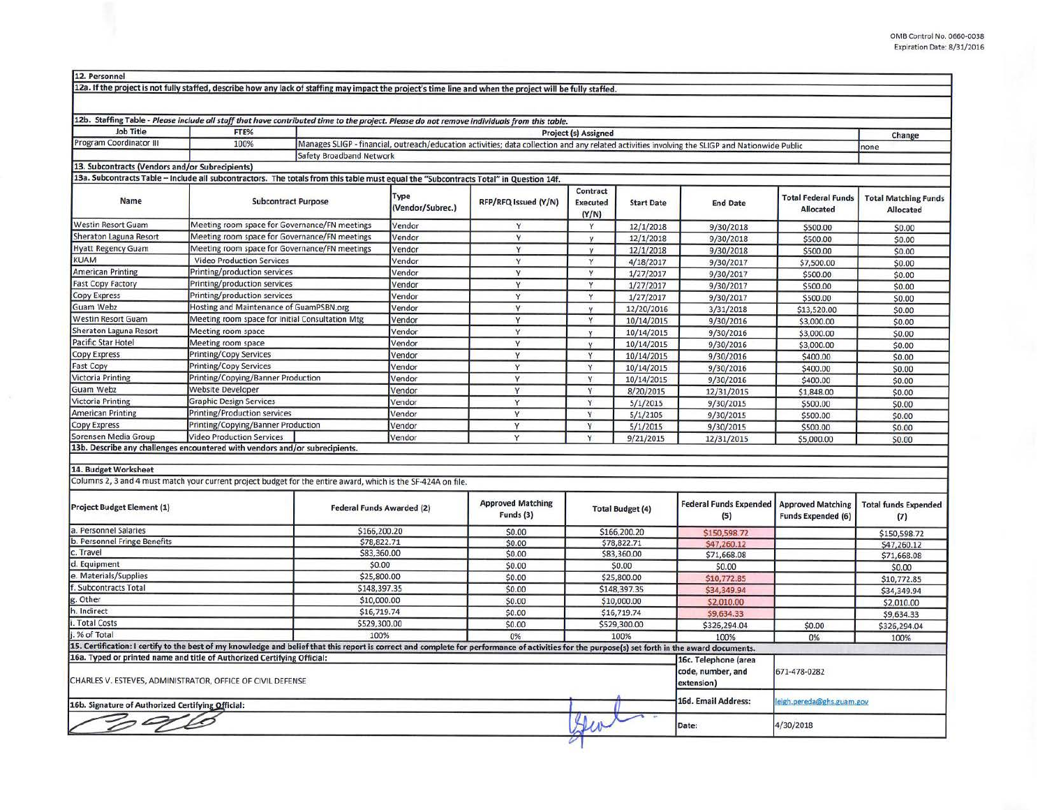OMB Control No. 0660-0038
Expiration Date: 8/31/2016

## 12. Personnel

**12a. If the project is not fully staffed, describe how any lack of staffing may impact the project's time line and when the project will be fully staffed.**

**12b. Staffing Table** - *Please include all staff that have contributed time to the project. Please do not remove individuals from this table.*

| Job Title | FTE% | Project (s) Assigned | Change |
|---|---|---|---|
| Program Coordinator III | 100% | Manages SLIGP - financial, outreach/education activities; data collection and any related activities involving the SLIGP and Nationwide Public Safety Broadband Network | none |

## 13. Subcontracts (Vendors and/or Subrecipients)

**13a. Subcontracts Table – Include all subcontractors. The totals from this table must equal the "Subcontracts Total" in Question 14f.**

| Name | Subcontract Purpose | Type (Vendor/Subrec.) | RFP/RFQ Issued (Y/N) | Contract Executed (Y/N) | Start Date | End Date | Total Federal Funds Allocated | Total Matching Funds Allocated |
|---|---|---|---|---|---|---|---|---|
| Westin Resort Guam | Meeting room space for Governance/FN meetings | Vendor | Y | Y | 12/1/2018 | 9/30/2018 | $500.00 | $0.00 |
| Sheraton Laguna Resort | Meeting room space for Governance/FN meetings | Vendor | Y | y | 12/1/2018 | 9/30/2018 | $500.00 | $0.00 |
| Hyatt Regency Guam | Meeting room space for Governance/FN meetings | Vendor | Y | y | 12/1/2018 | 9/30/2018 | $500.00 | $0.00 |
| KUAM | Video Production Services | Vendor | Y | Y | 4/18/2017 | 9/30/2017 | $7,500.00 | $0.00 |
| American Printing | Printing/production services | Vendor | Y | Y | 1/27/2017 | 9/30/2017 | $500.00 | $0.00 |
| Fast Copy Factory | Printing/production services | Vendor | Y | Y | 1/27/2017 | 9/30/2017 | $500.00 | $0.00 |
| Copy Express | Printing/production services | Vendor | Y | Y | 1/27/2017 | 9/30/2017 | $500.00 | $0.00 |
| Guam Webz | Hosting and Maintenance of GuamPSBN.org | Vendor | Y | y | 12/20/2016 | 3/31/2018 | $13,520.00 | $0.00 |
| Westin Resort Guam | Meeting room space for Initial Consultation Mtg | Vendor | Y | Y | 10/14/2015 | 9/30/2016 | $3,000.00 | $0.00 |
| Sheraton Laguna Resort | Meeting room space | Vendor | Y | y | 10/14/2015 | 9/30/2016 | $3,000.00 | $0.00 |
| Pacific Star Hotel | Meeting room space | Vendor | Y | y | 10/14/2015 | 9/30/2016 | $3,000.00 | $0.00 |
| Copy Express | Printing/Copy Services | Vendor | Y | Y | 10/14/2015 | 9/30/2016 | $400.00 | $0.00 |
| Fast Copy | Printing/Copy Services | Vendor | Y | Y | 10/14/2015 | 9/30/2016 | $400.00 | $0.00 |
| Victoria Printing | Printing/Copying/Banner Production | Vendor | Y | Y | 10/14/2015 | 9/30/2016 | $400.00 | $0.00 |
| Guam Webz | Website Developer | Vendor | Y | Y | 8/20/2015 | 12/31/2015 | $1,848.00 | $0.00 |
| Victoria Printing | Graphic Design Services | Vendor | Y | Y | 5/1/2015 | 9/30/2015 | $500.00 | $0.00 |
| American Printing | Printing/Production services | Vendor | Y | Y | 5/1/2105 | 9/30/2015 | $500.00 | $0.00 |
| Copy Express | Printing/Copying/Banner Production | Vendor | Y | Y | 5/1/2015 | 9/30/2015 | $500.00 | $0.00 |
| Sorensen Media Group | Video Production Services | Vendor | Y | Y | 9/21/2015 | 12/31/2015 | $5,000.00 | $0.00 |

**13b. Describe any challenges encountered with vendors and/or subrecipients.**

## 14. Budget Worksheet

Columns 2, 3 and 4 must match your current project budget for the entire award, which is the SF-424A on file.

| Project Budget Element (1) | Federal Funds Awarded (2) | Approved Matching Funds (3) | Total Budget (4) | Federal Funds Expended (5) | Approved Matching Funds Expended (6) | Total funds Expended (7) |
|---|---|---|---|---|---|---|
| a. Personnel Salaries | $166,200.20 | $0.00 | $166,200.20 | $150,598.72 | | $150,598.72 |
| b. Personnel Fringe Benefits | $78,822.71 | $0.00 | $78,822.71 | $47,260.12 | | $47,260.12 |
| c. Travel | $83,360.00 | $0.00 | $83,360.00 | $71,668.08 | | $71,668.08 |
| d. Equipment | $0.00 | $0.00 | $0.00 | $0.00 | | $0.00 |
| e. Materials/Supplies | $25,800.00 | $0.00 | $25,800.00 | $10,772.85 | | $10,772.85 |
| f. Subcontracts Total | $148,397.35 | $0.00 | $148,397.35 | $34,349.94 | | $34,349.94 |
| g. Other | $10,000.00 | $0.00 | $10,000.00 | $2,010.00 | | $2,010.00 |
| h. Indirect | $16,719.74 | $0.00 | $16,719.74 | $9,634.33 | | $9,634.33 |
| i. Total Costs | $529,300.00 | $0.00 | $529,300.00 | $326,294.04 | $0.00 | $326,294.04 |
| j. % of Total | 100% | 0% | 100% | 100% | 0% | 100% |

**15. Certification:** I certify to the best of my knowledge and belief that this report is correct and complete for performance of activities for the purpose(s) set forth in the award documents.

| | |
|---|---|
| **16a. Typed or printed name and title of Authorized Certifying Official:** CHARLES V. ESTEVES, ADMINISTRATOR, OFFICE OF CIVIL DEFENSE | **16c. Telephone (area code, number, and extension)** 671-478-0282 |
| **16b. Signature of Authorized Certifying Official:** | **16d. Email Address:** leigh.pereda@ghs.guam.gov |
| | **Date:** 4/30/2018 |